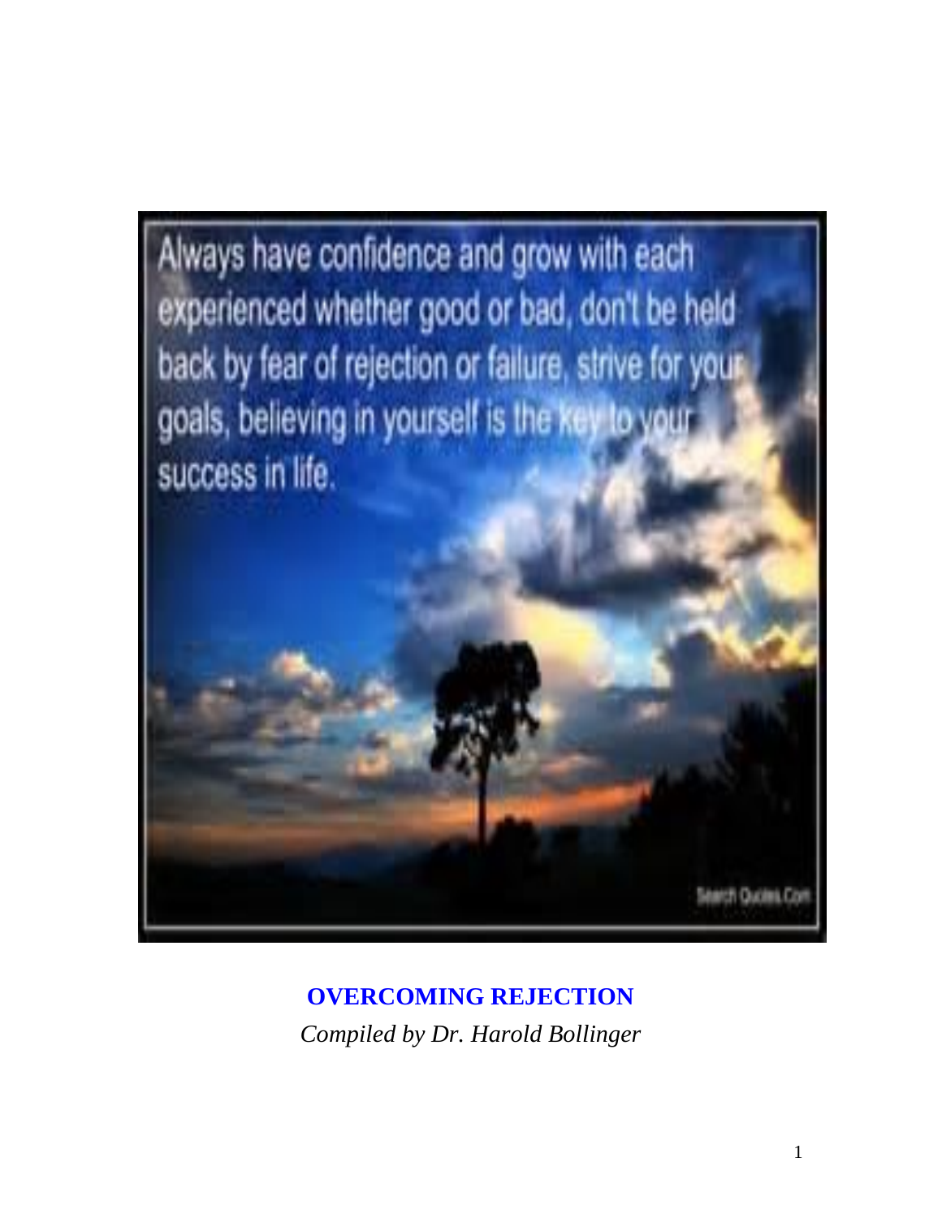Always have confidence and grow with each experienced whether good or bad, don't be held back by fear of rejection or failure, strive for your goals, believing in yourself is the key to your success in life.

Search Quotes.Com

# OVERCOMING REJECTION

*Compiled by Dr. Harold Bollinger*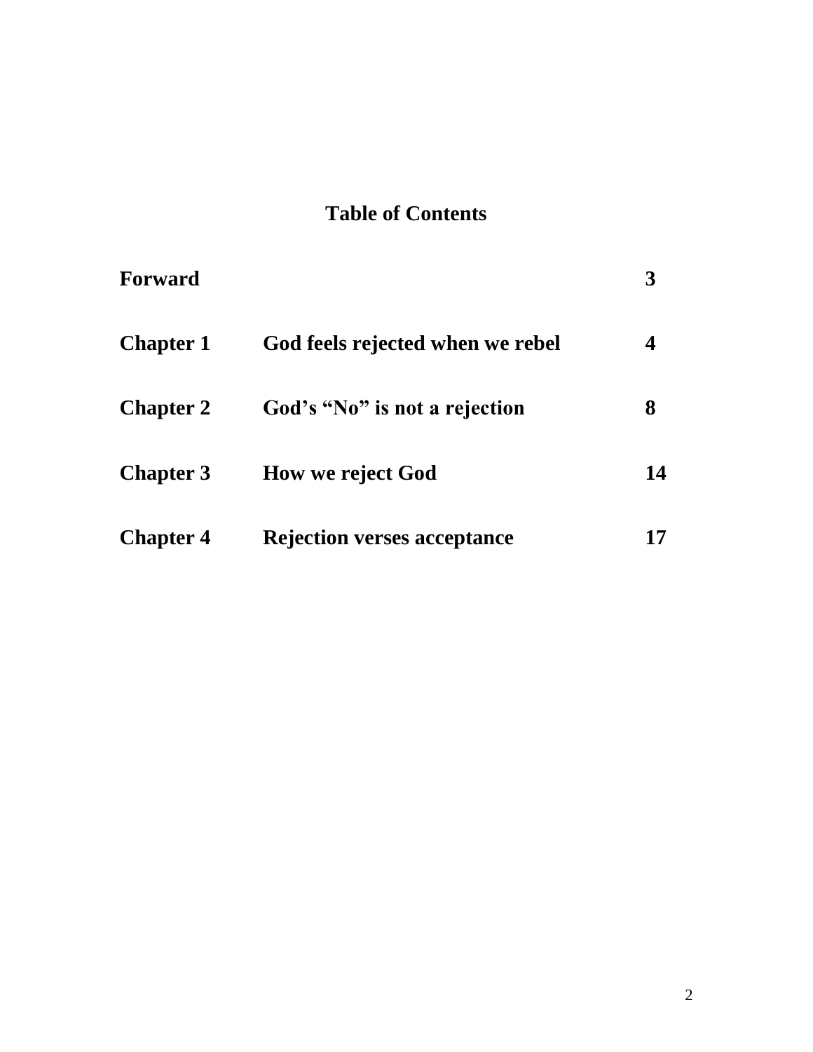# Table of Contents

| | | |
|---|---|---|
| **Forward** | | **3** |
| **Chapter 1** | **God feels rejected when we rebel** | **4** |
| **Chapter 2** | **God's "No" is not a rejection** | **8** |
| **Chapter 3** | **How we reject God** | **14** |
| **Chapter 4** | **Rejection verses acceptance** | **17** |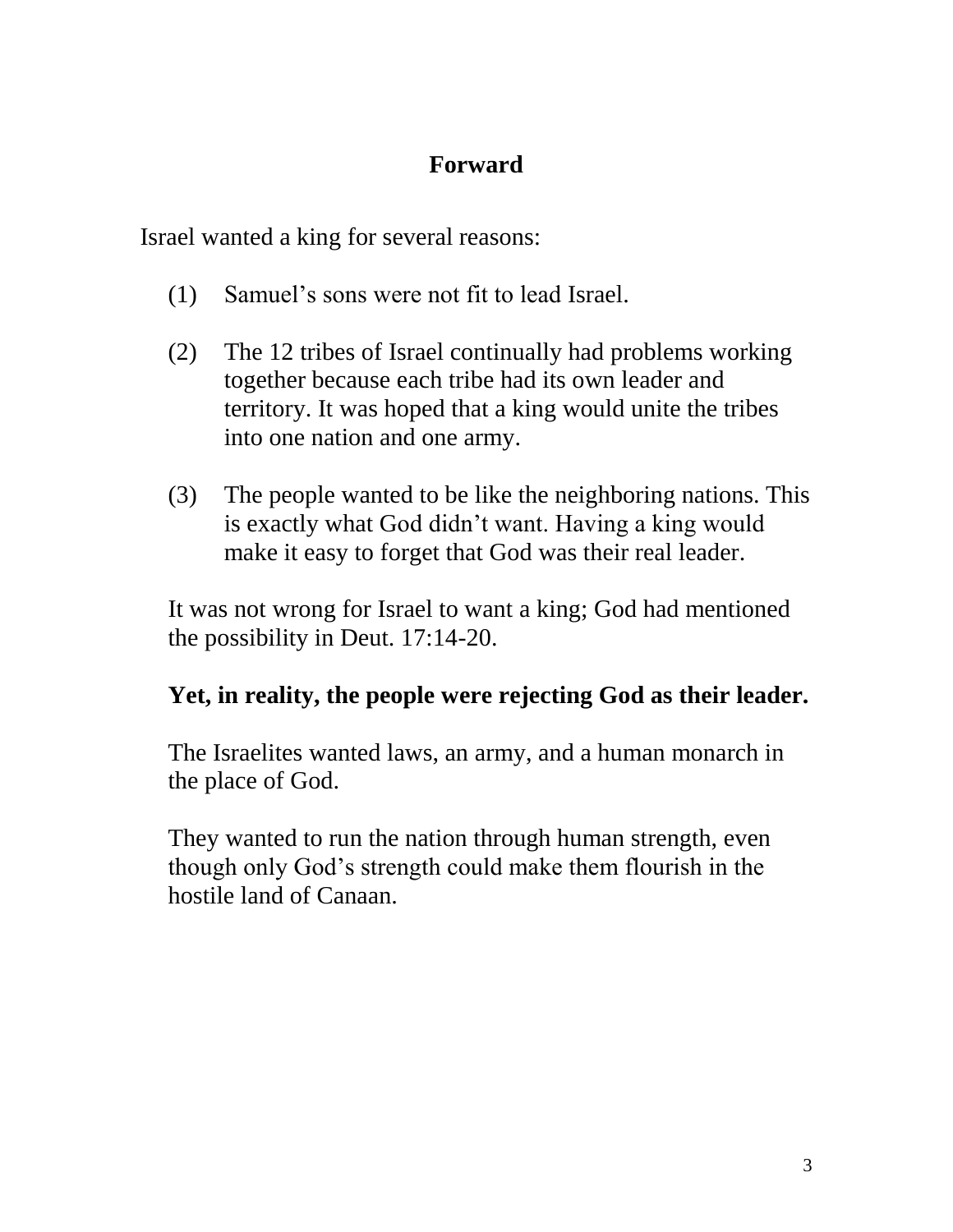## Forward

Israel wanted a king for several reasons:

(1) Samuel's sons were not fit to lead Israel.

(2) The 12 tribes of Israel continually had problems working together because each tribe had its own leader and territory. It was hoped that a king would unite the tribes into one nation and one army.

(3) The people wanted to be like the neighboring nations. This is exactly what God didn't want. Having a king would make it easy to forget that God was their real leader.

It was not wrong for Israel to want a king; God had mentioned the possibility in Deut. 17:14-20.

**Yet, in reality, the people were rejecting God as their leader.**

The Israelites wanted laws, an army, and a human monarch in the place of God.

They wanted to run the nation through human strength, even though only God's strength could make them flourish in the hostile land of Canaan.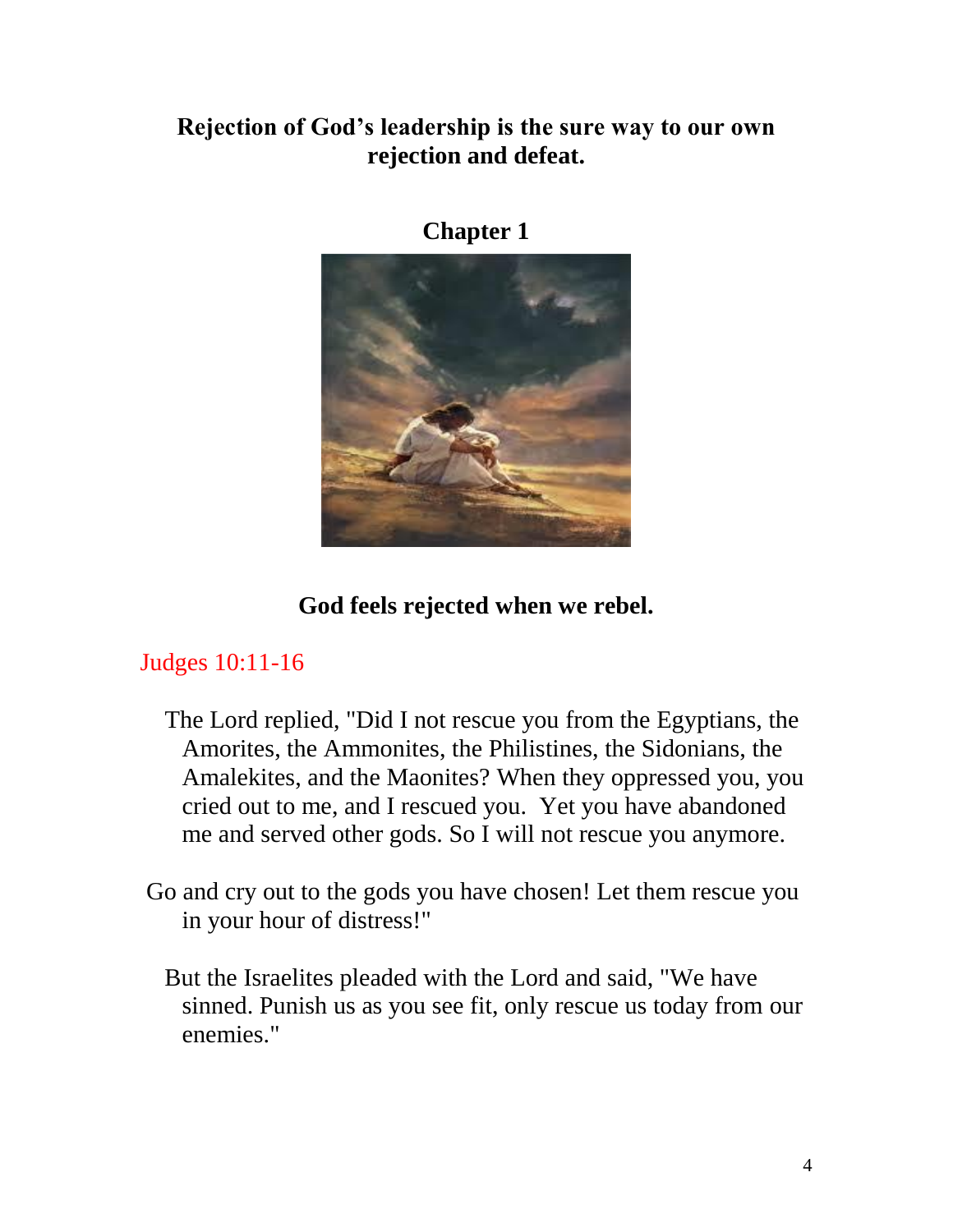**Rejection of God's leadership is the sure way to our own rejection and defeat.**

## Chapter 1

**God feels rejected when we rebel.**

Judges 10:11-16

The Lord replied, "Did I not rescue you from the Egyptians, the Amorites, the Ammonites, the Philistines, the Sidonians, the Amalekites, and the Maonites? When they oppressed you, you cried out to me, and I rescued you. Yet you have abandoned me and served other gods. So I will not rescue you anymore.

Go and cry out to the gods you have chosen! Let them rescue you in your hour of distress!"

But the Israelites pleaded with the Lord and said, "We have sinned. Punish us as you see fit, only rescue us today from our enemies."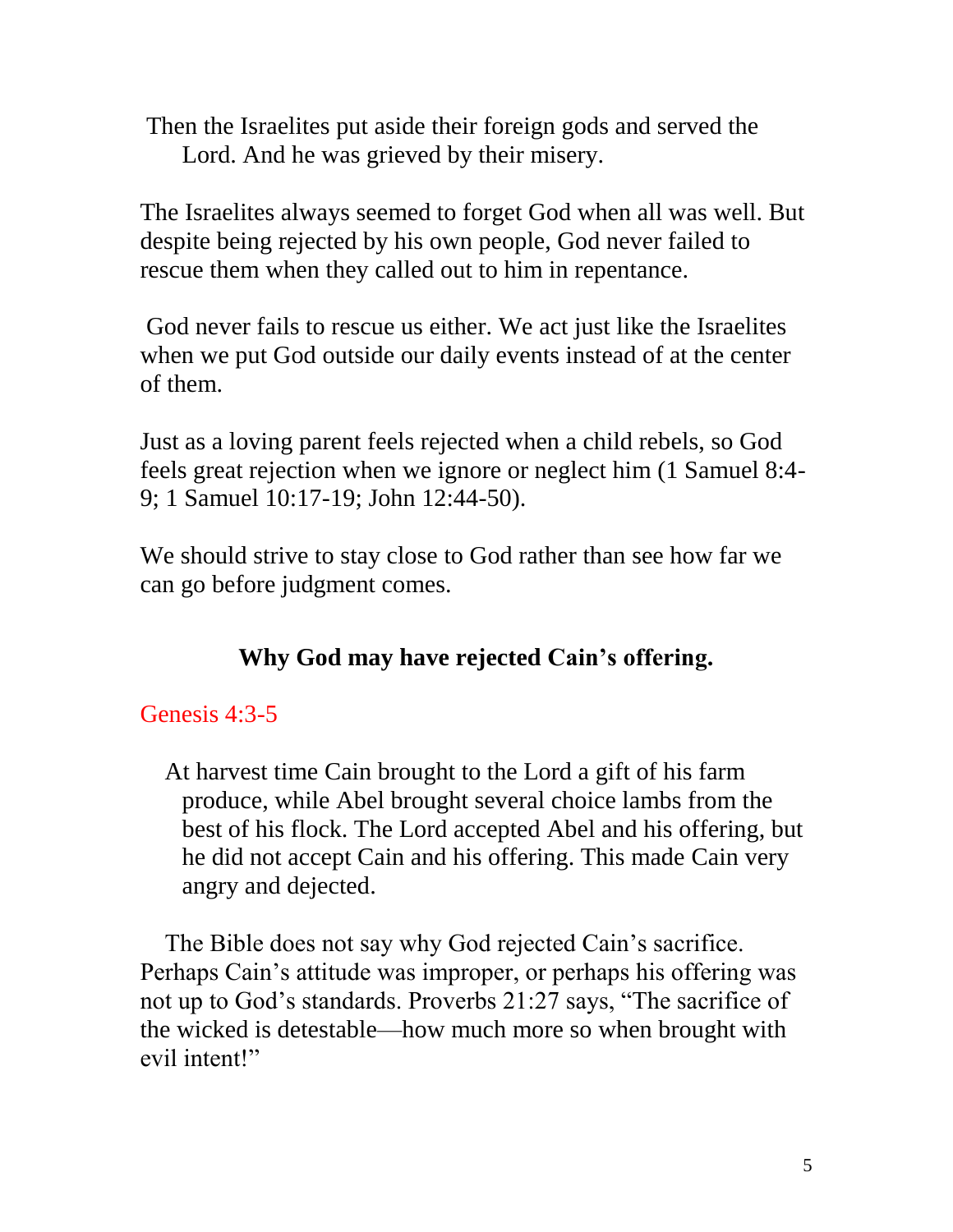Then the Israelites put aside their foreign gods and served the Lord. And he was grieved by their misery.

The Israelites always seemed to forget God when all was well. But despite being rejected by his own people, God never failed to rescue them when they called out to him in repentance.

God never fails to rescue us either. We act just like the Israelites when we put God outside our daily events instead of at the center of them.

Just as a loving parent feels rejected when a child rebels, so God feels great rejection when we ignore or neglect him (1 Samuel 8:4-9; 1 Samuel 10:17-19; John 12:44-50).

We should strive to stay close to God rather than see how far we can go before judgment comes.

**Why God may have rejected Cain's offering.**

Genesis 4:3-5

At harvest time Cain brought to the Lord a gift of his farm produce, while Abel brought several choice lambs from the best of his flock. The Lord accepted Abel and his offering, but he did not accept Cain and his offering. This made Cain very angry and dejected.

The Bible does not say why God rejected Cain's sacrifice. Perhaps Cain's attitude was improper, or perhaps his offering was not up to God's standards. Proverbs 21:27 says, "The sacrifice of the wicked is detestable—how much more so when brought with evil intent!"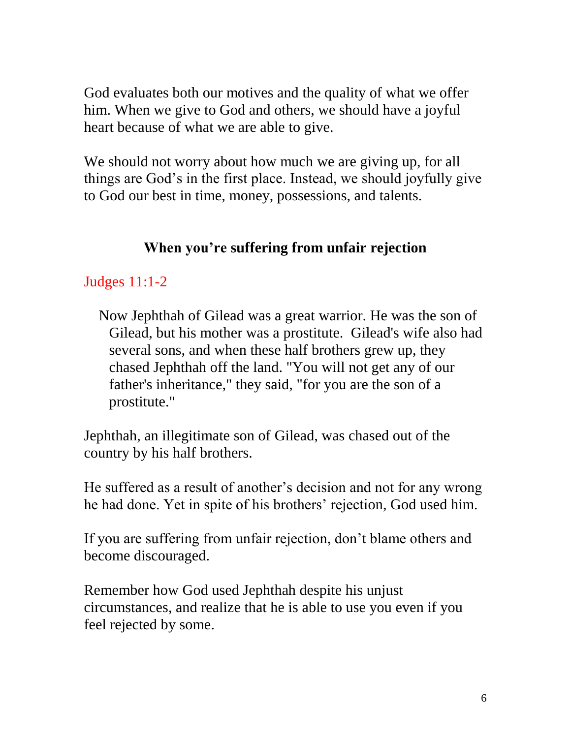God evaluates both our motives and the quality of what we offer him. When we give to God and others, we should have a joyful heart because of what we are able to give.

We should not worry about how much we are giving up, for all things are God's in the first place. Instead, we should joyfully give to God our best in time, money, possessions, and talents.

### When you're suffering from unfair rejection

Judges 11:1-2

> Now Jephthah of Gilead was a great warrior. He was the son of Gilead, but his mother was a prostitute. Gilead's wife also had several sons, and when these half brothers grew up, they chased Jephthah off the land. "You will not get any of our father's inheritance," they said, "for you are the son of a prostitute."

Jephthah, an illegitimate son of Gilead, was chased out of the country by his half brothers.

He suffered as a result of another's decision and not for any wrong he had done. Yet in spite of his brothers' rejection, God used him.

If you are suffering from unfair rejection, don't blame others and become discouraged.

Remember how God used Jephthah despite his unjust circumstances, and realize that he is able to use you even if you feel rejected by some.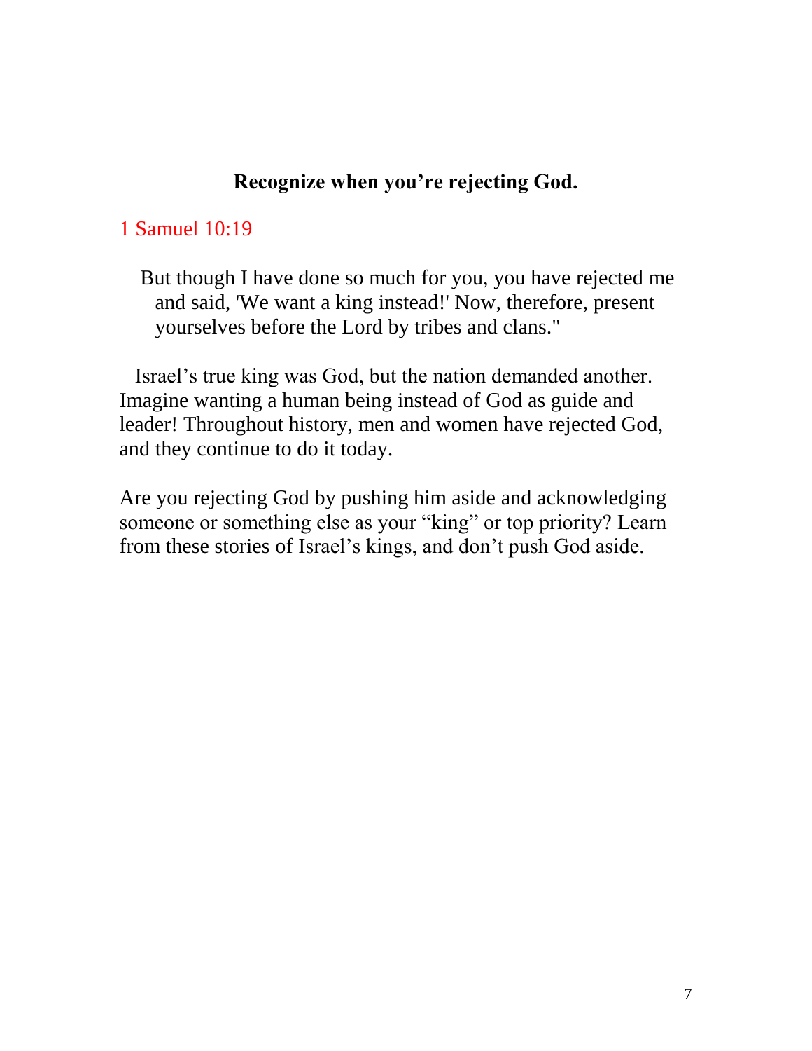**Recognize when you're rejecting God.**

1 Samuel 10:19

> But though I have done so much for you, you have rejected me and said, 'We want a king instead!' Now, therefore, present yourselves before the Lord by tribes and clans."

Israel's true king was God, but the nation demanded another. Imagine wanting a human being instead of God as guide and leader! Throughout history, men and women have rejected God, and they continue to do it today.

Are you rejecting God by pushing him aside and acknowledging someone or something else as your "king" or top priority? Learn from these stories of Israel's kings, and don't push God aside.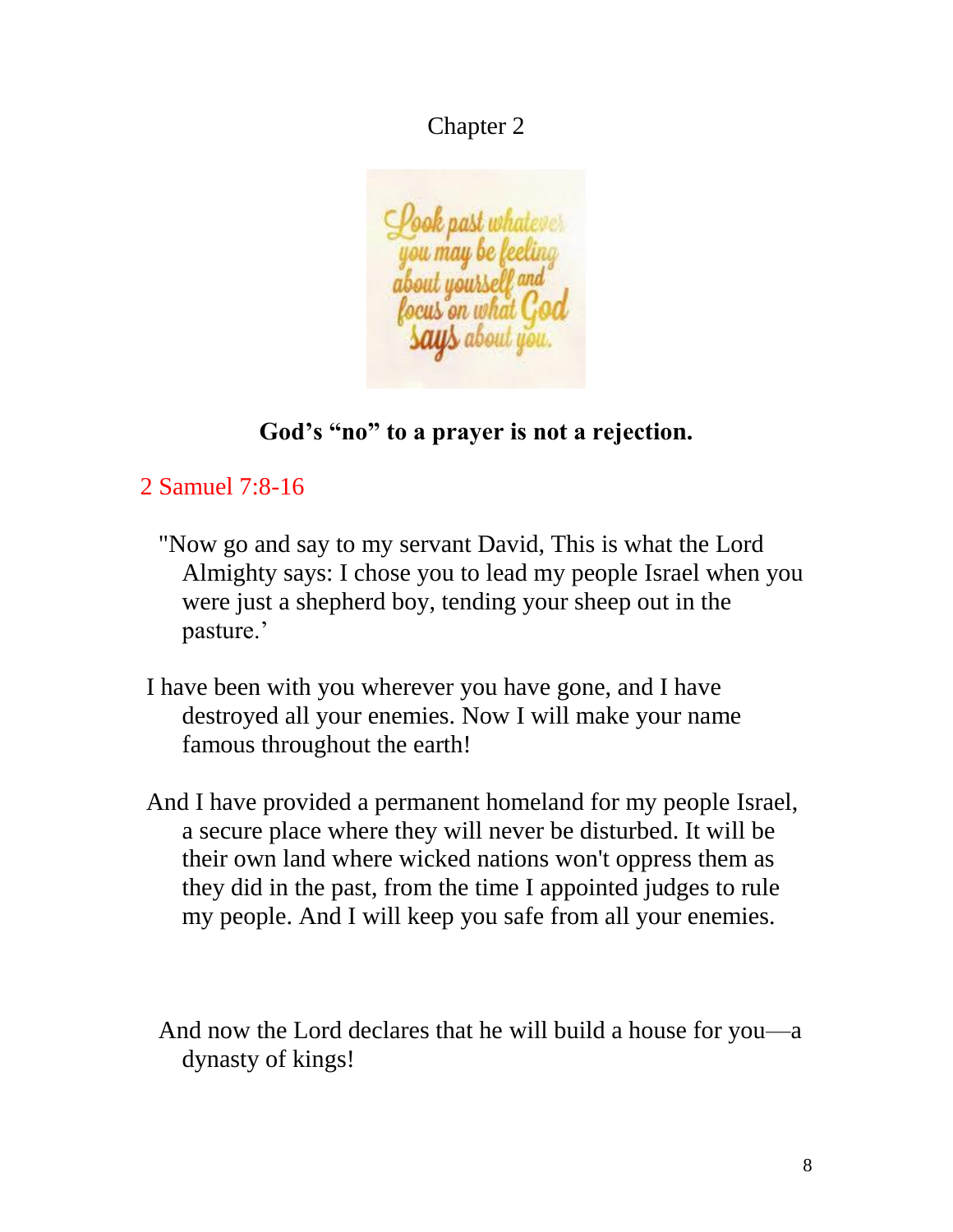# Chapter 2

**God's "no" to a prayer is not a rejection.**

2 Samuel 7:8-16

"Now go and say to my servant David, This is what the Lord Almighty says: I chose you to lead my people Israel when you were just a shepherd boy, tending your sheep out in the pasture.'

I have been with you wherever you have gone, and I have destroyed all your enemies. Now I will make your name famous throughout the earth!

And I have provided a permanent homeland for my people Israel, a secure place where they will never be disturbed. It will be their own land where wicked nations won't oppress them as they did in the past, from the time I appointed judges to rule my people. And I will keep you safe from all your enemies.

And now the Lord declares that he will build a house for you—a dynasty of kings!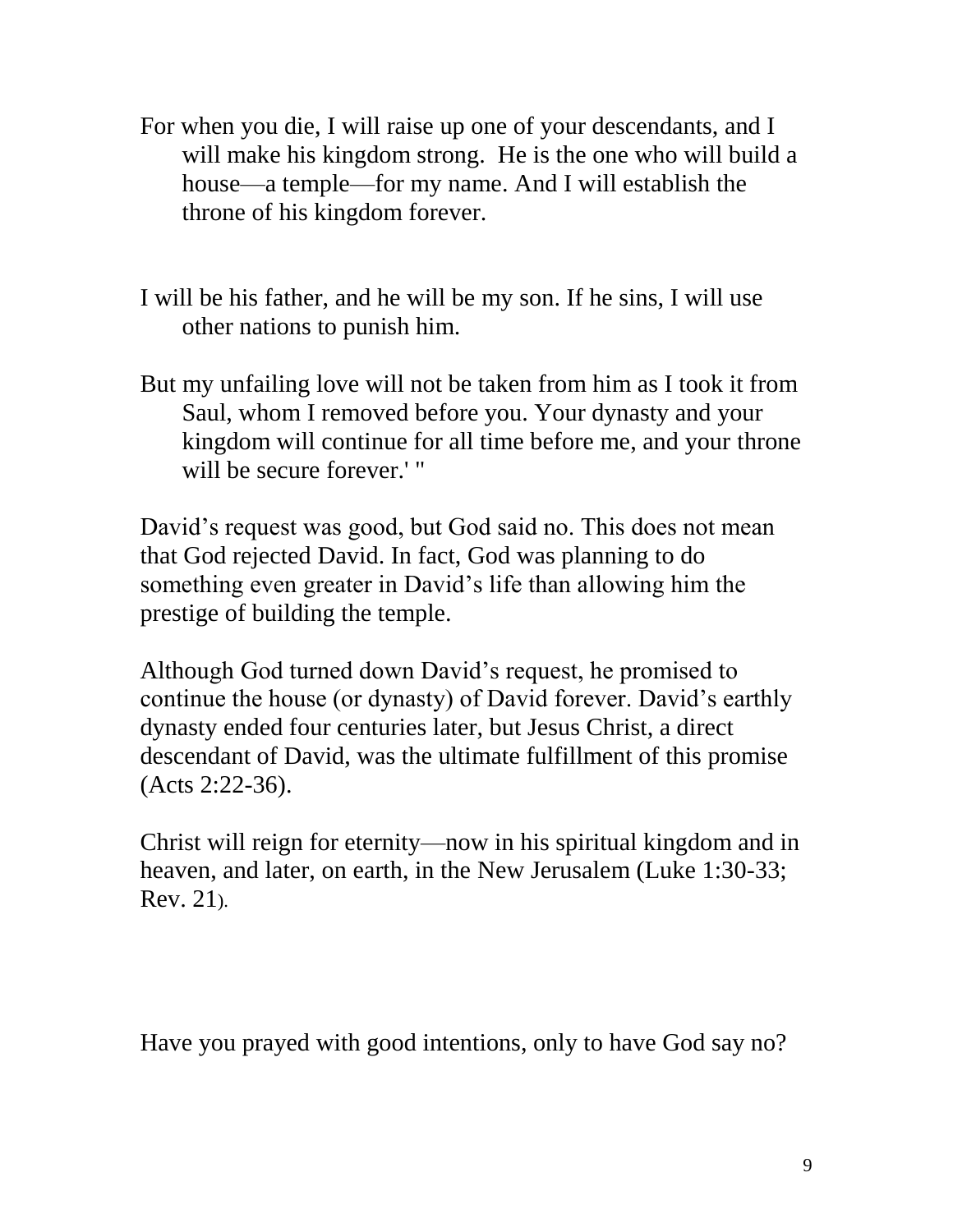For when you die, I will raise up one of your descendants, and I will make his kingdom strong. He is the one who will build a house—a temple—for my name. And I will establish the throne of his kingdom forever.

I will be his father, and he will be my son. If he sins, I will use other nations to punish him.

But my unfailing love will not be taken from him as I took it from Saul, whom I removed before you. Your dynasty and your kingdom will continue for all time before me, and your throne will be secure forever.' "

David's request was good, but God said no. This does not mean that God rejected David. In fact, God was planning to do something even greater in David's life than allowing him the prestige of building the temple.

Although God turned down David's request, he promised to continue the house (or dynasty) of David forever. David's earthly dynasty ended four centuries later, but Jesus Christ, a direct descendant of David, was the ultimate fulfillment of this promise (Acts 2:22-36).

Christ will reign for eternity—now in his spiritual kingdom and in heaven, and later, on earth, in the New Jerusalem (Luke 1:30-33; Rev. 21).

Have you prayed with good intentions, only to have God say no?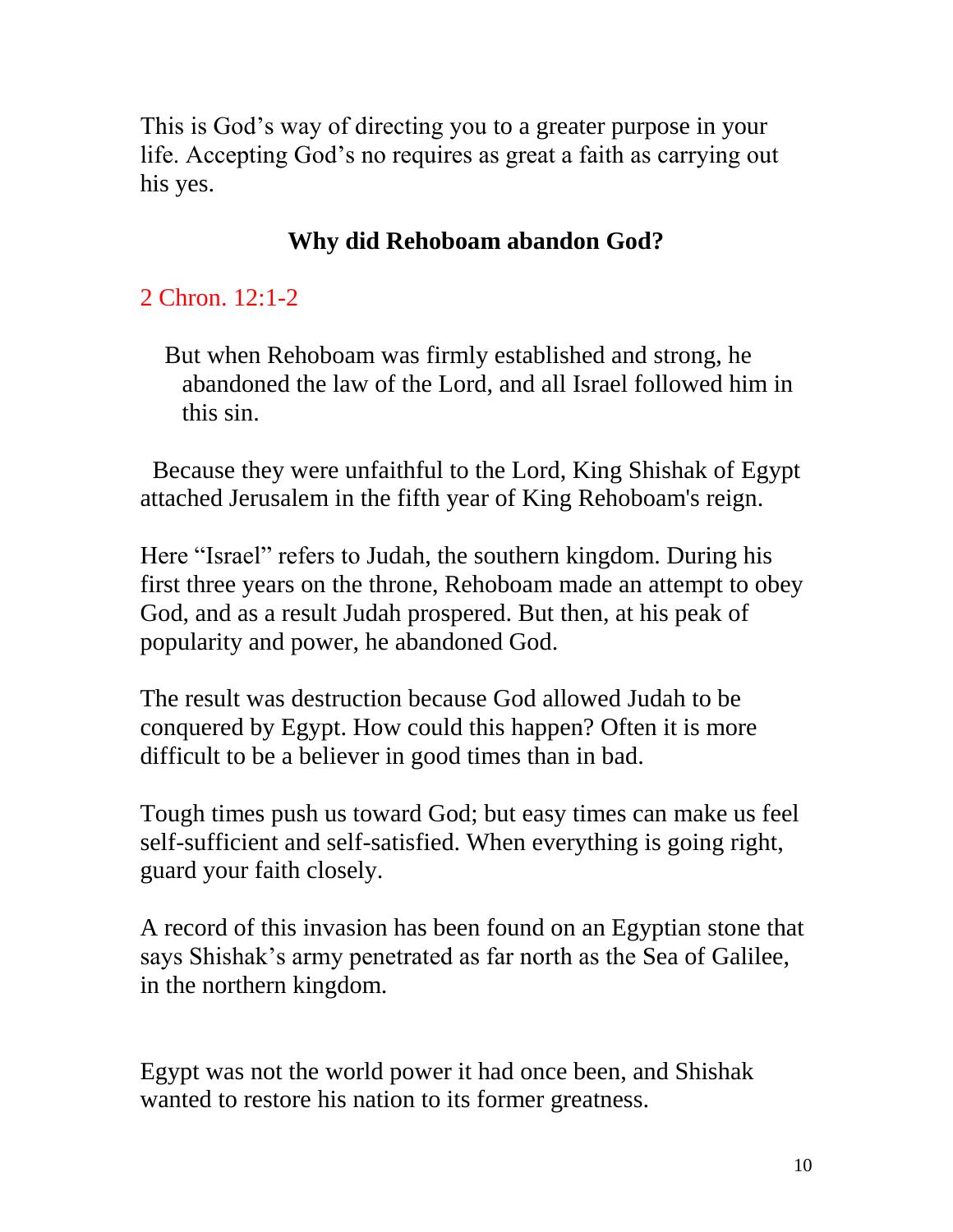This is God's way of directing you to a greater purpose in your life. Accepting God's no requires as great a faith as carrying out his yes.

### Why did Rehoboam abandon God?

2 Chron. 12:1-2

> But when Rehoboam was firmly established and strong, he abandoned the law of the Lord, and all Israel followed him in this sin.

Because they were unfaithful to the Lord, King Shishak of Egypt attached Jerusalem in the fifth year of King Rehoboam's reign.

Here "Israel" refers to Judah, the southern kingdom. During his first three years on the throne, Rehoboam made an attempt to obey God, and as a result Judah prospered. But then, at his peak of popularity and power, he abandoned God.

The result was destruction because God allowed Judah to be conquered by Egypt. How could this happen? Often it is more difficult to be a believer in good times than in bad.

Tough times push us toward God; but easy times can make us feel self-sufficient and self-satisfied. When everything is going right, guard your faith closely.

A record of this invasion has been found on an Egyptian stone that says Shishak's army penetrated as far north as the Sea of Galilee, in the northern kingdom.

Egypt was not the world power it had once been, and Shishak wanted to restore his nation to its former greatness.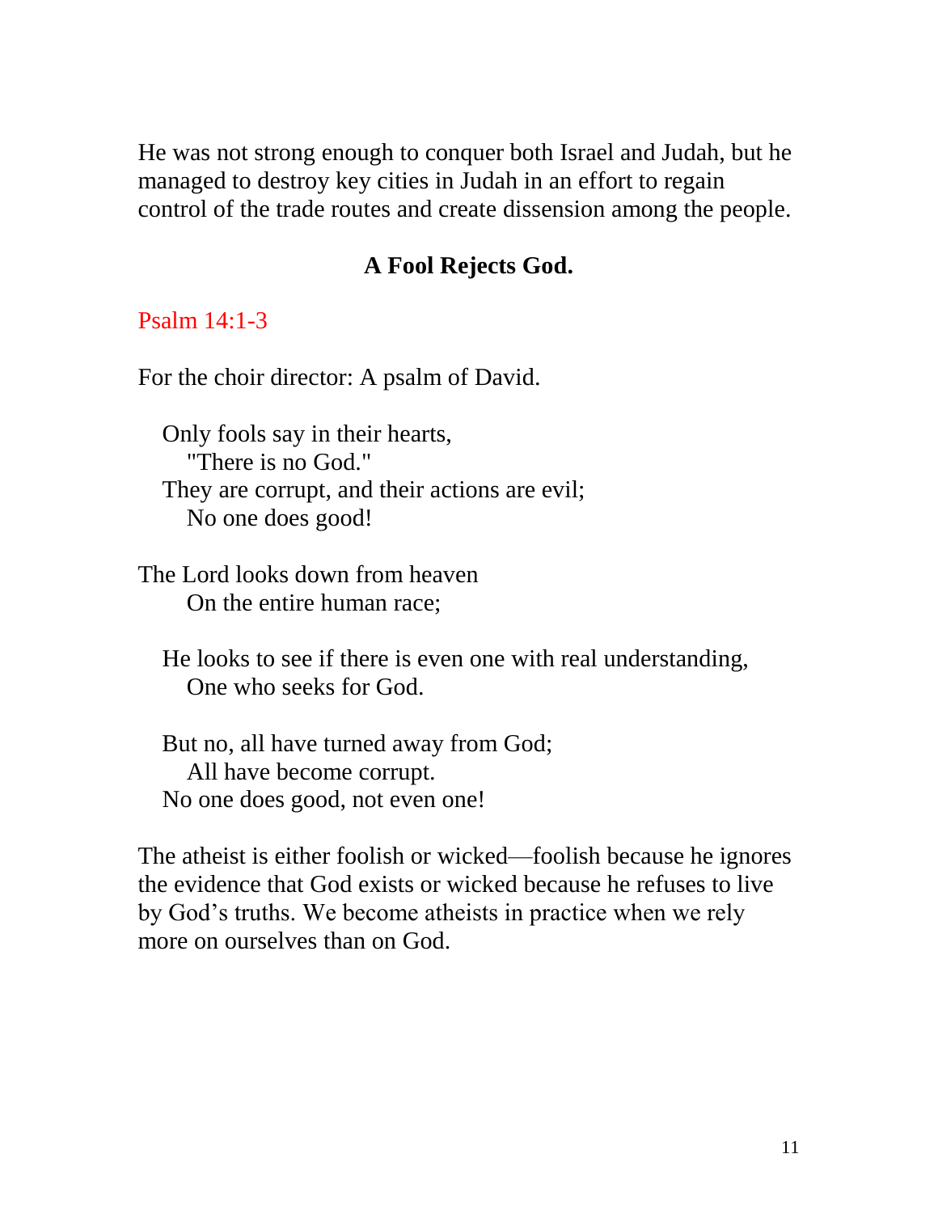He was not strong enough to conquer both Israel and Judah, but he managed to destroy key cities in Judah in an effort to regain control of the trade routes and create dissension among the people.

### A Fool Rejects God.

Psalm 14:1-3

For the choir director: A psalm of David.

Only fools say in their hearts,  
"There is no God."  
They are corrupt, and their actions are evil;  
No one does good!

The Lord looks down from heaven  
On the entire human race;

He looks to see if there is even one with real understanding,  
One who seeks for God.

But no, all have turned away from God;  
All have become corrupt.  
No one does good, not even one!

The atheist is either foolish or wicked—foolish because he ignores the evidence that God exists or wicked because he refuses to live by God's truths. We become atheists in practice when we rely more on ourselves than on God.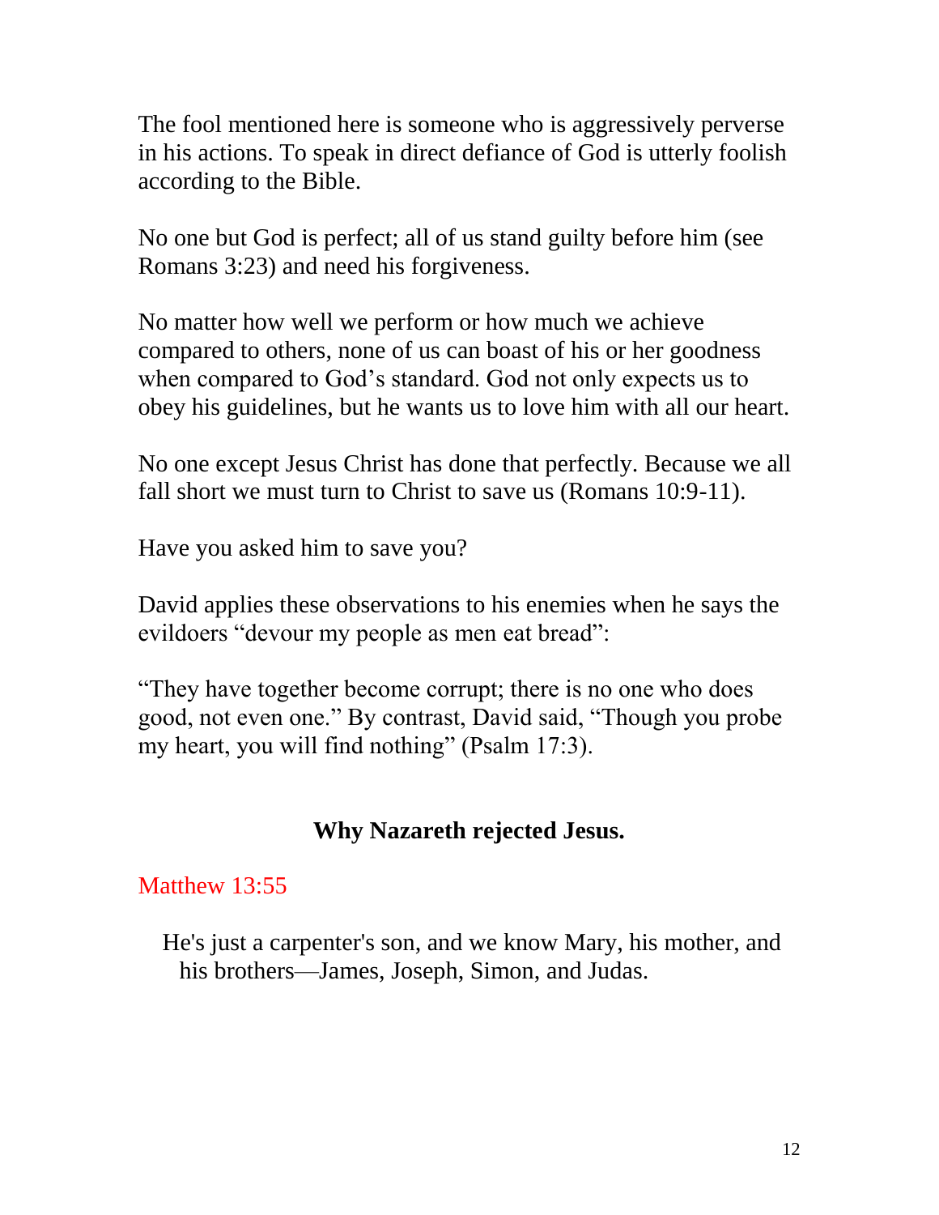The fool mentioned here is someone who is aggressively perverse in his actions. To speak in direct defiance of God is utterly foolish according to the Bible.

No one but God is perfect; all of us stand guilty before him (see Romans 3:23) and need his forgiveness.

No matter how well we perform or how much we achieve compared to others, none of us can boast of his or her goodness when compared to God's standard. God not only expects us to obey his guidelines, but he wants us to love him with all our heart.

No one except Jesus Christ has done that perfectly. Because we all fall short we must turn to Christ to save us (Romans 10:9-11).

Have you asked him to save you?

David applies these observations to his enemies when he says the evildoers "devour my people as men eat bread":

"They have together become corrupt; there is no one who does good, not even one." By contrast, David said, "Though you probe my heart, you will find nothing" (Psalm 17:3).

## Why Nazareth rejected Jesus.

Matthew 13:55

> He's just a carpenter's son, and we know Mary, his mother, and his brothers—James, Joseph, Simon, and Judas.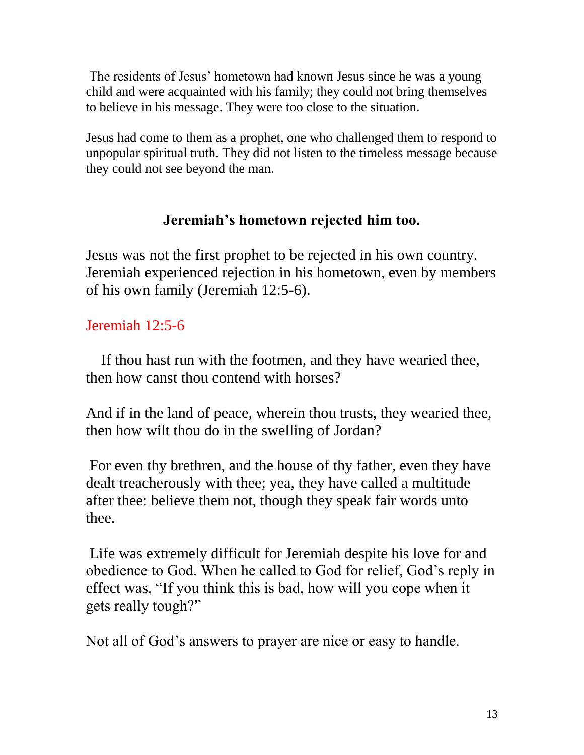The residents of Jesus' hometown had known Jesus since he was a young child and were acquainted with his family; they could not bring themselves to believe in his message. They were too close to the situation.

Jesus had come to them as a prophet, one who challenged them to respond to unpopular spiritual truth. They did not listen to the timeless message because they could not see beyond the man.

## Jeremiah's hometown rejected him too.

Jesus was not the first prophet to be rejected in his own country. Jeremiah experienced rejection in his hometown, even by members of his own family (Jeremiah 12:5-6).

Jeremiah 12:5-6

If thou hast run with the footmen, and they have wearied thee, then how canst thou contend with horses?

And if in the land of peace, wherein thou trusts, they wearied thee, then how wilt thou do in the swelling of Jordan?

For even thy brethren, and the house of thy father, even they have dealt treacherously with thee; yea, they have called a multitude after thee: believe them not, though they speak fair words unto thee.

Life was extremely difficult for Jeremiah despite his love for and obedience to God. When he called to God for relief, God's reply in effect was, "If you think this is bad, how will you cope when it gets really tough?"

Not all of God's answers to prayer are nice or easy to handle.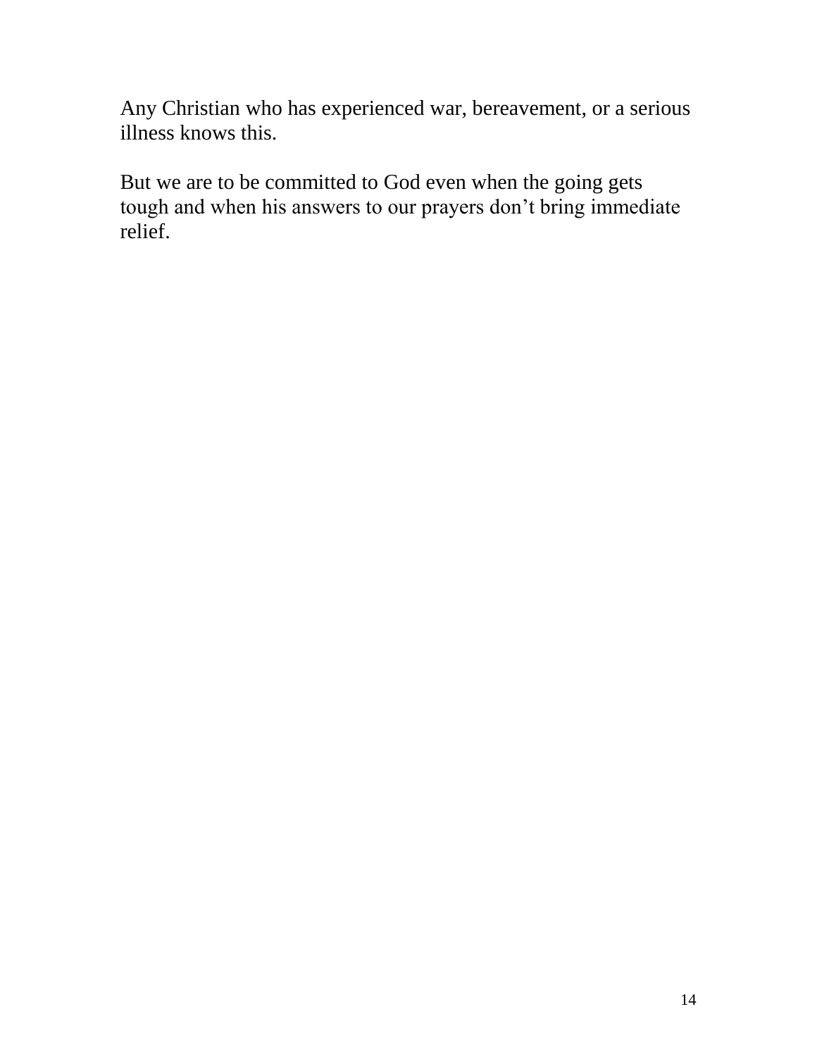Any Christian who has experienced war, bereavement, or a serious illness knows this.

But we are to be committed to God even when the going gets tough and when his answers to our prayers don’t bring immediate relief.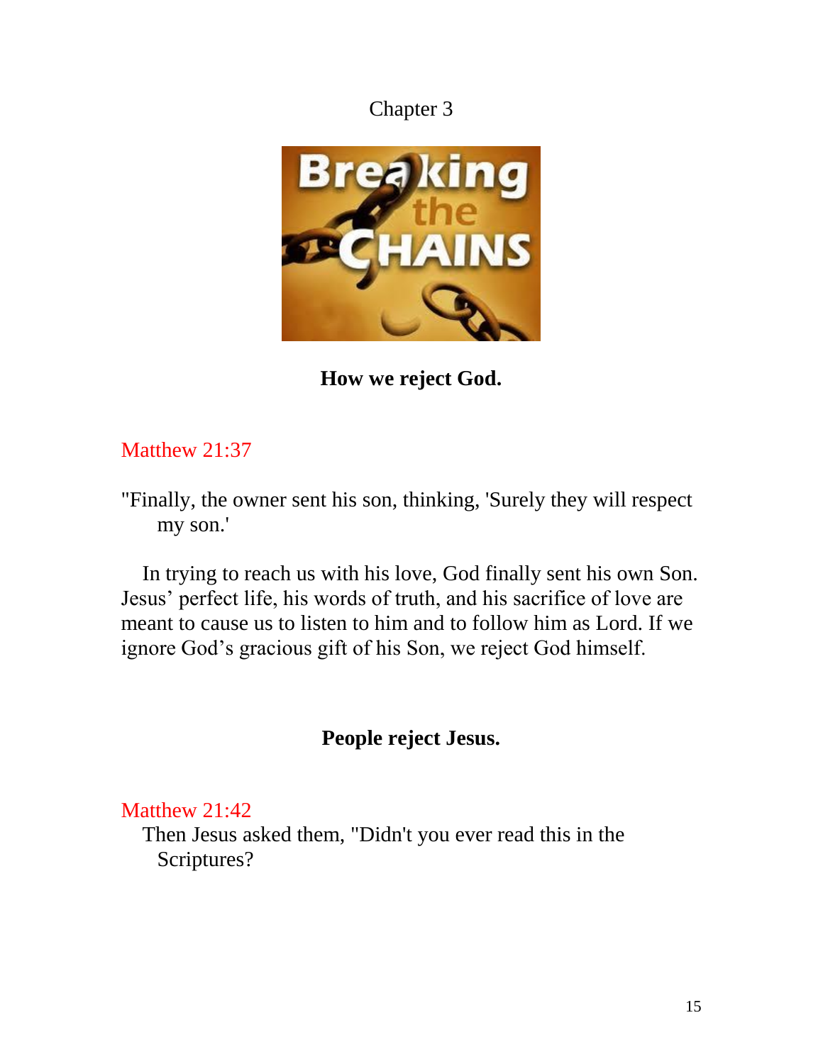Chapter 3

**How we reject God.**

Matthew 21:37

"Finally, the owner sent his son, thinking, 'Surely they will respect my son.'

In trying to reach us with his love, God finally sent his own Son. Jesus' perfect life, his words of truth, and his sacrifice of love are meant to cause us to listen to him and to follow him as Lord. If we ignore God's gracious gift of his Son, we reject God himself.

**People reject Jesus.**

Matthew 21:42

Then Jesus asked them, "Didn't you ever read this in the Scriptures?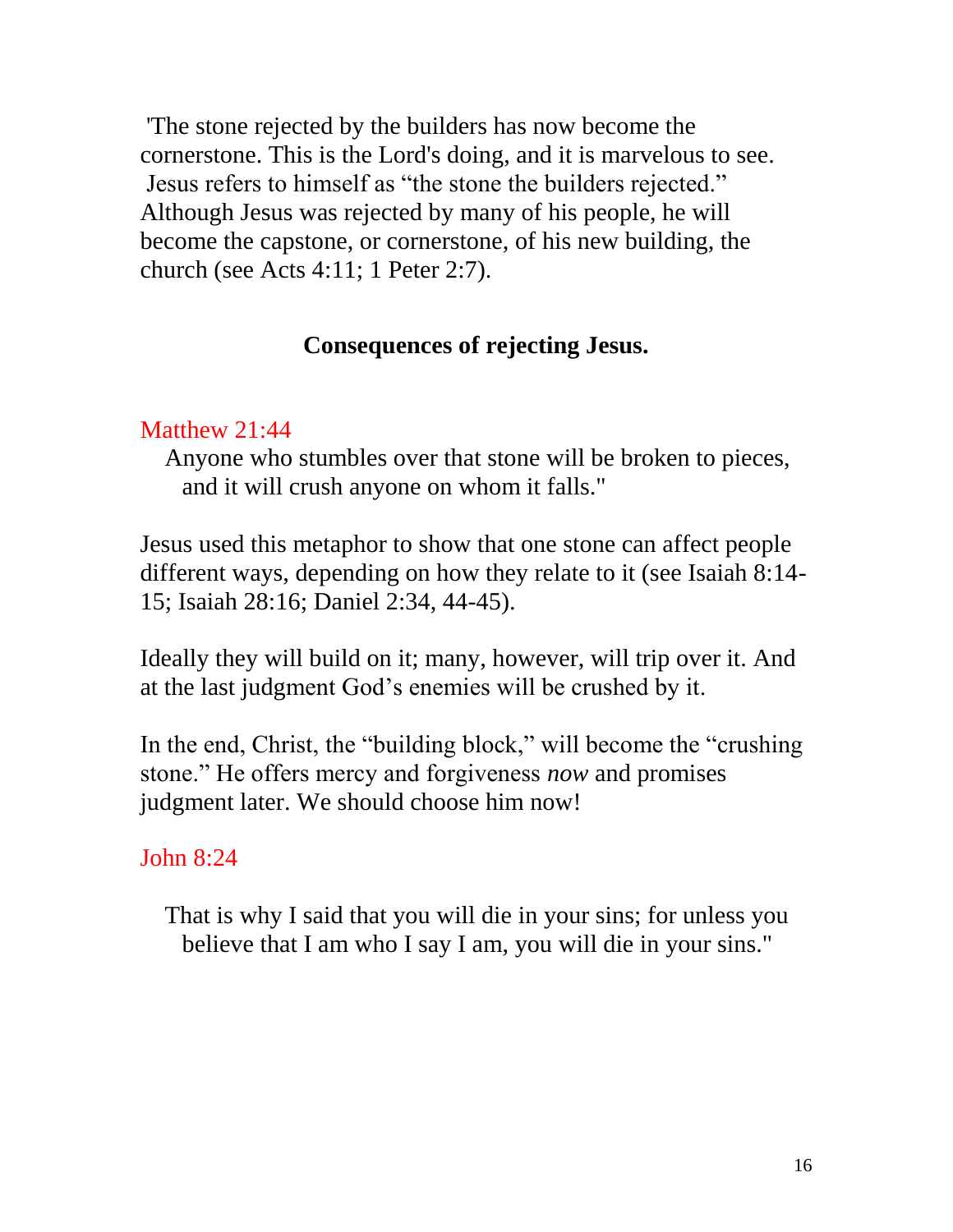'The stone rejected by the builders has now become the cornerstone. This is the Lord's doing, and it is marvelous to see. Jesus refers to himself as "the stone the builders rejected." Although Jesus was rejected by many of his people, he will become the capstone, or cornerstone, of his new building, the church (see Acts 4:11; 1 Peter 2:7).

**Consequences of rejecting Jesus.**

Matthew 21:44

Anyone who stumbles over that stone will be broken to pieces, and it will crush anyone on whom it falls."

Jesus used this metaphor to show that one stone can affect people different ways, depending on how they relate to it (see Isaiah 8:14-15; Isaiah 28:16; Daniel 2:34, 44-45).

Ideally they will build on it; many, however, will trip over it. And at the last judgment God's enemies will be crushed by it.

In the end, Christ, the "building block," will become the "crushing stone." He offers mercy and forgiveness *now* and promises judgment later. We should choose him now!

John 8:24

That is why I said that you will die in your sins; for unless you believe that I am who I say I am, you will die in your sins."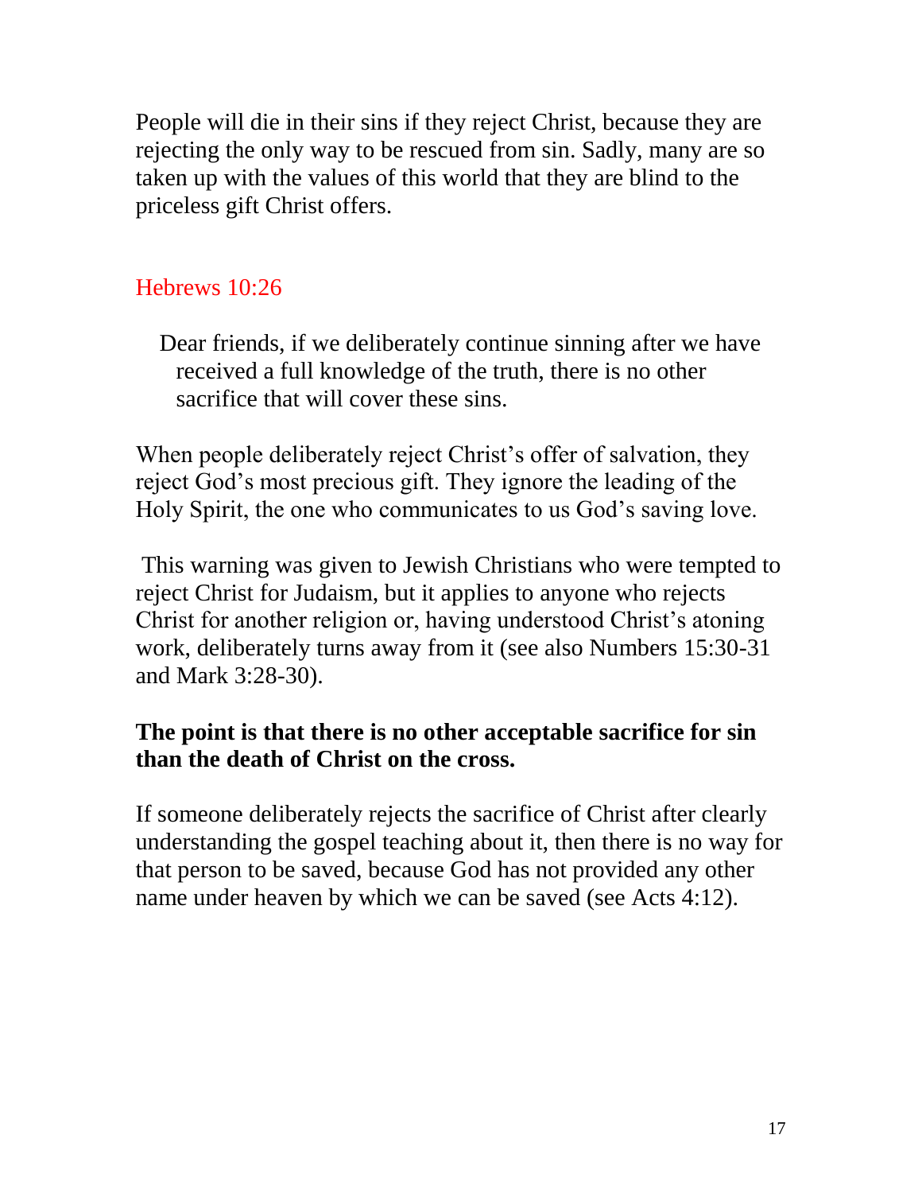People will die in their sins if they reject Christ, because they are rejecting the only way to be rescued from sin. Sadly, many are so taken up with the values of this world that they are blind to the priceless gift Christ offers.

Hebrews 10:26

> Dear friends, if we deliberately continue sinning after we have received a full knowledge of the truth, there is no other sacrifice that will cover these sins.

When people deliberately reject Christ's offer of salvation, they reject God's most precious gift. They ignore the leading of the Holy Spirit, the one who communicates to us God's saving love.

This warning was given to Jewish Christians who were tempted to reject Christ for Judaism, but it applies to anyone who rejects Christ for another religion or, having understood Christ's atoning work, deliberately turns away from it (see also Numbers 15:30-31 and Mark 3:28-30).

**The point is that there is no other acceptable sacrifice for sin than the death of Christ on the cross.**

If someone deliberately rejects the sacrifice of Christ after clearly understanding the gospel teaching about it, then there is no way for that person to be saved, because God has not provided any other name under heaven by which we can be saved (see Acts 4:12).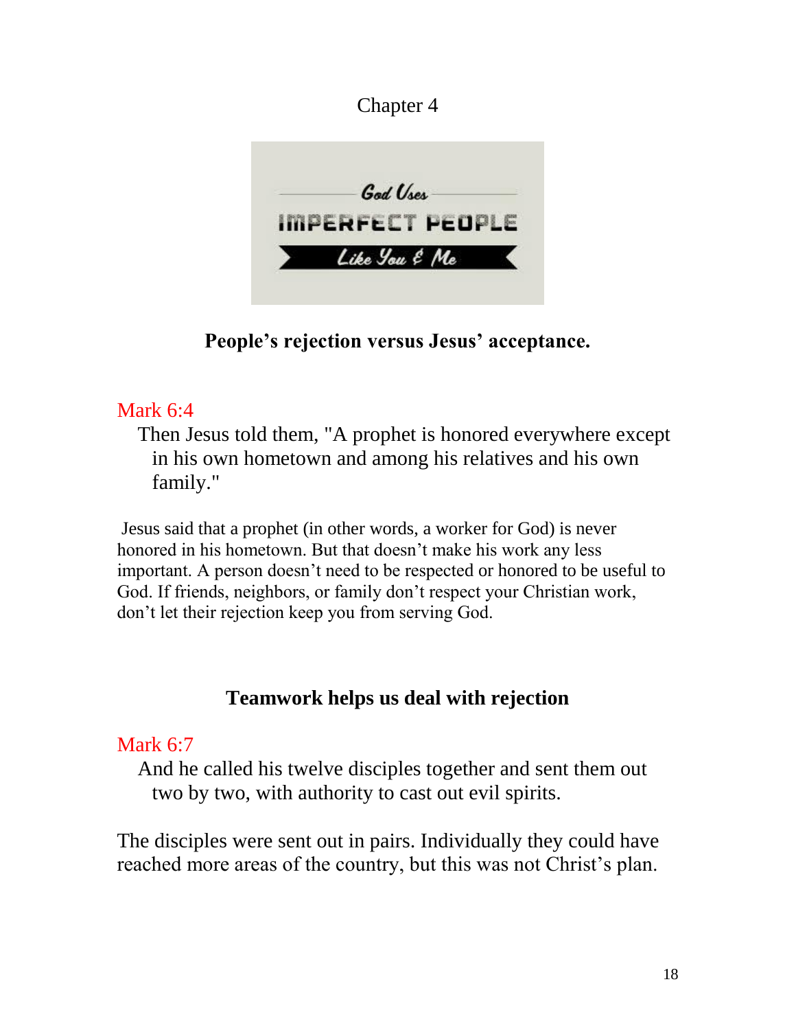Chapter 4

God Uses
IMPERFECT PEOPLE
Like You & Me

**People's rejection versus Jesus' acceptance.**

Mark 6:4

Then Jesus told them, "A prophet is honored everywhere except in his own hometown and among his relatives and his own family."

Jesus said that a prophet (in other words, a worker for God) is never honored in his hometown. But that doesn't make his work any less important. A person doesn't need to be respected or honored to be useful to God. If friends, neighbors, or family don't respect your Christian work, don't let their rejection keep you from serving God.

**Teamwork helps us deal with rejection**

Mark 6:7

And he called his twelve disciples together and sent them out two by two, with authority to cast out evil spirits.

The disciples were sent out in pairs. Individually they could have reached more areas of the country, but this was not Christ's plan.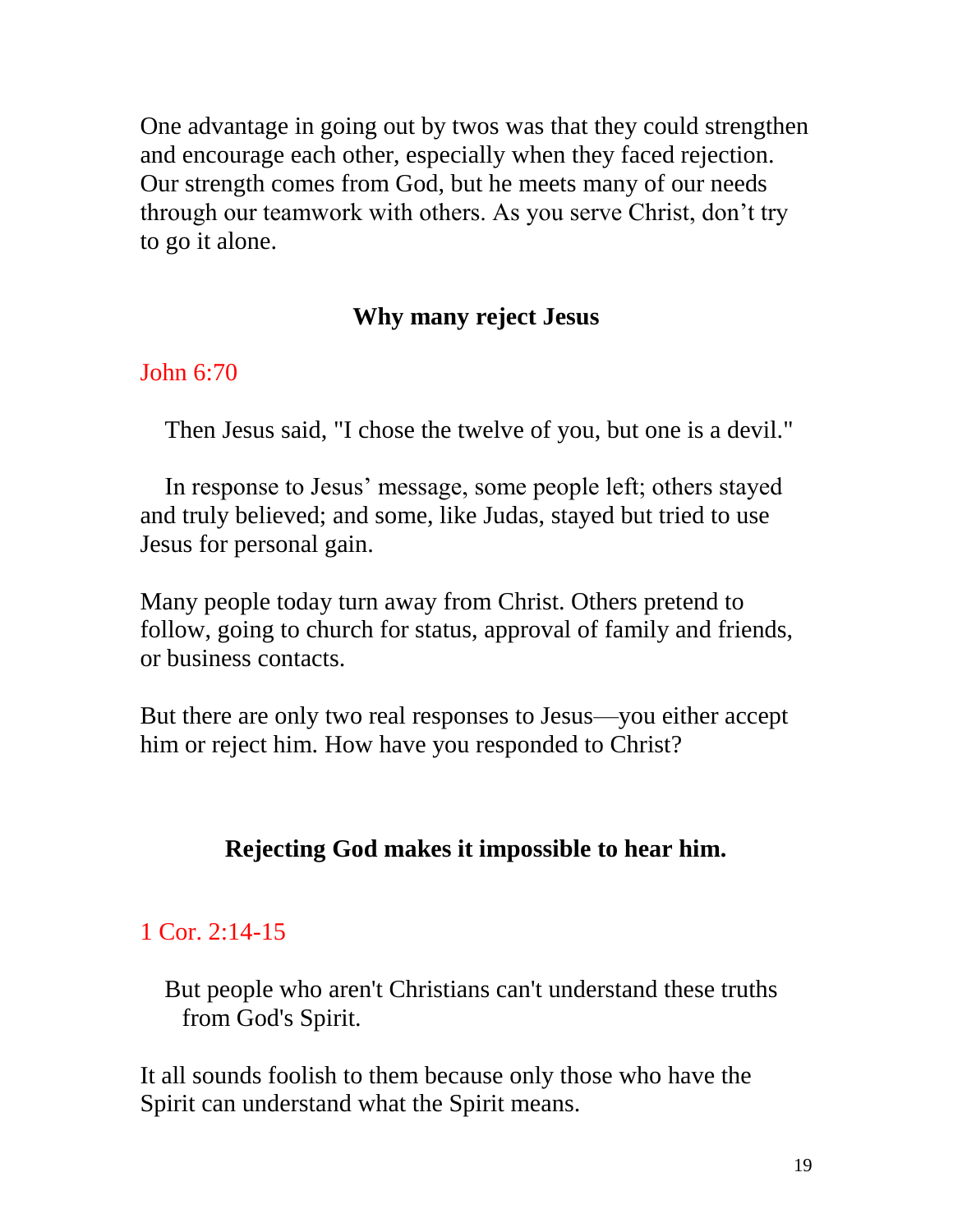One advantage in going out by twos was that they could strengthen and encourage each other, especially when they faced rejection. Our strength comes from God, but he meets many of our needs through our teamwork with others. As you serve Christ, don't try to go it alone.

## Why many reject Jesus

John 6:70

Then Jesus said, "I chose the twelve of you, but one is a devil."

In response to Jesus' message, some people left; others stayed and truly believed; and some, like Judas, stayed but tried to use Jesus for personal gain.

Many people today turn away from Christ. Others pretend to follow, going to church for status, approval of family and friends, or business contacts.

But there are only two real responses to Jesus—you either accept him or reject him. How have you responded to Christ?

## Rejecting God makes it impossible to hear him.

1 Cor. 2:14-15

But people who aren't Christians can't understand these truths from God's Spirit.

It all sounds foolish to them because only those who have the Spirit can understand what the Spirit means.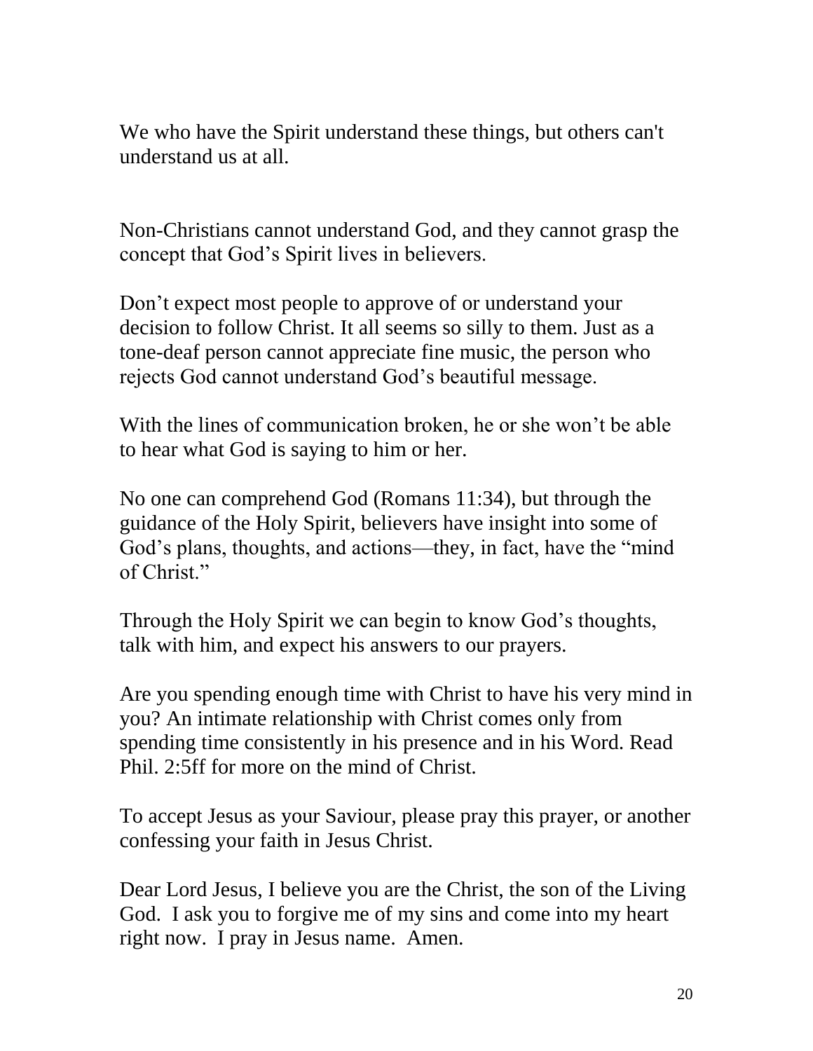We who have the Spirit understand these things, but others can't understand us at all.

Non-Christians cannot understand God, and they cannot grasp the concept that God's Spirit lives in believers.

Don't expect most people to approve of or understand your decision to follow Christ. It all seems so silly to them. Just as a tone-deaf person cannot appreciate fine music, the person who rejects God cannot understand God's beautiful message.

With the lines of communication broken, he or she won't be able to hear what God is saying to him or her.

No one can comprehend God (Romans 11:34), but through the guidance of the Holy Spirit, believers have insight into some of God's plans, thoughts, and actions—they, in fact, have the "mind of Christ."

Through the Holy Spirit we can begin to know God's thoughts, talk with him, and expect his answers to our prayers.

Are you spending enough time with Christ to have his very mind in you? An intimate relationship with Christ comes only from spending time consistently in his presence and in his Word. Read Phil. 2:5ff for more on the mind of Christ.

To accept Jesus as your Saviour, please pray this prayer, or another confessing your faith in Jesus Christ.

Dear Lord Jesus, I believe you are the Christ, the son of the Living God. I ask you to forgive me of my sins and come into my heart right now. I pray in Jesus name. Amen.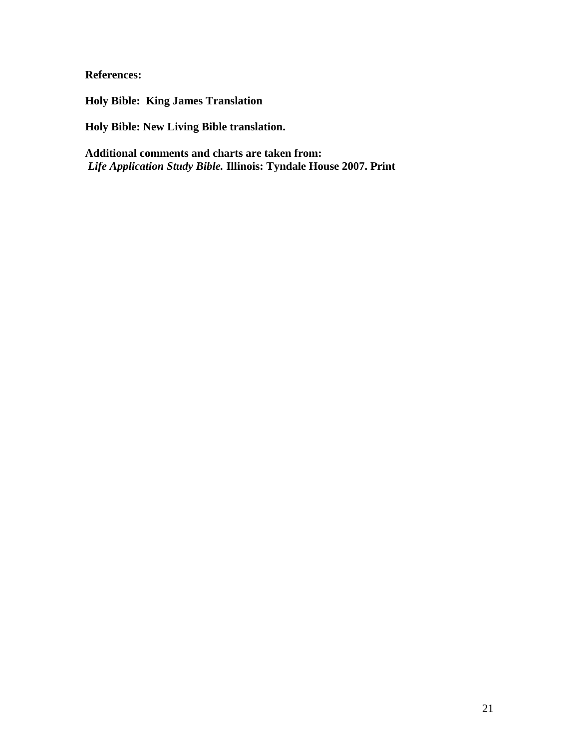**References:**

**Holy Bible:  King James Translation**

**Holy Bible: New Living Bible translation.**

**Additional comments and charts are taken from:**
***Life Application Study Bible.*** **Illinois: Tyndale House 2007. Print**